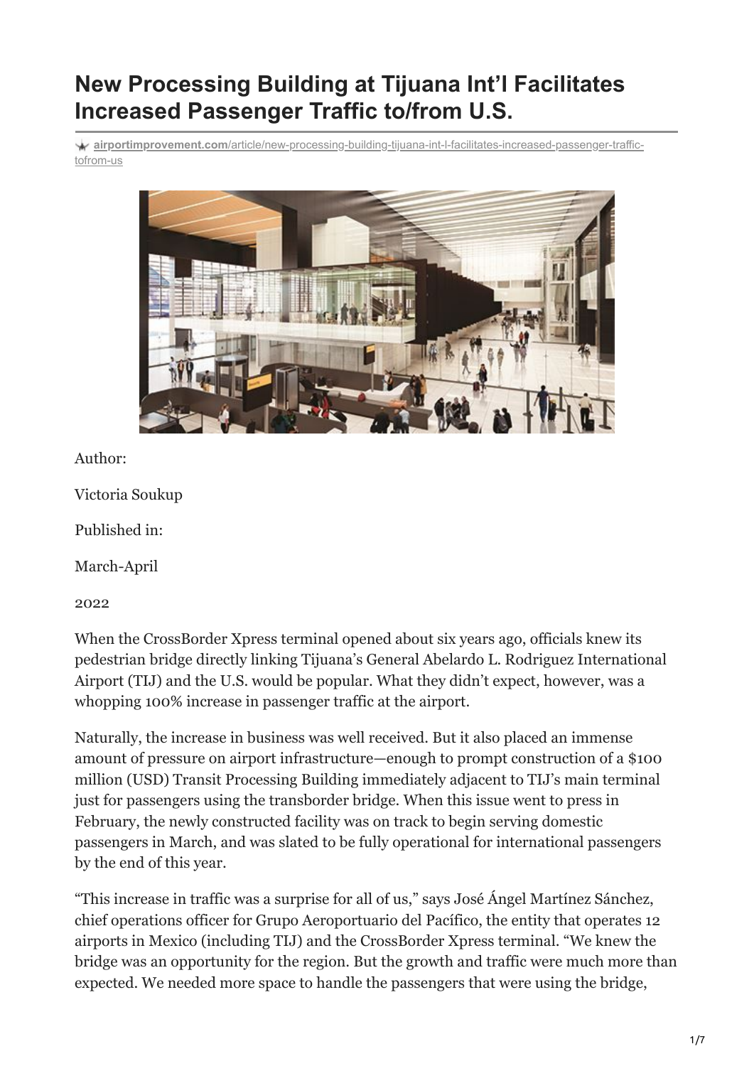# New Processing Building at Tijuana Int'l Facilitates Increased Passenger Traffic to/from U.S.

airportimprovement.com/article/new-processing-building-tijuana-int-l-facilitates-increased-passenger-traffic-tofrom-us

Author:

Victoria Soukup

Published in:

March-April

2022

When the CrossBorder Xpress terminal opened about six years ago, officials knew its pedestrian bridge directly linking Tijuana's General Abelardo L. Rodriguez International Airport (TIJ) and the U.S. would be popular. What they didn't expect, however, was a whopping 100% increase in passenger traffic at the airport.

Naturally, the increase in business was well received. But it also placed an immense amount of pressure on airport infrastructure—enough to prompt construction of a $100 million (USD) Transit Processing Building immediately adjacent to TIJ's main terminal just for passengers using the transborder bridge. When this issue went to press in February, the newly constructed facility was on track to begin serving domestic passengers in March, and was slated to be fully operational for international passengers by the end of this year.

"This increase in traffic was a surprise for all of us," says José Ángel Martínez Sánchez, chief operations officer for Grupo Aeroportuario del Pacífico, the entity that operates 12 airports in Mexico (including TIJ) and the CrossBorder Xpress terminal. "We knew the bridge was an opportunity for the region. But the growth and traffic were much more than expected. We needed more space to handle the passengers that were using the bridge,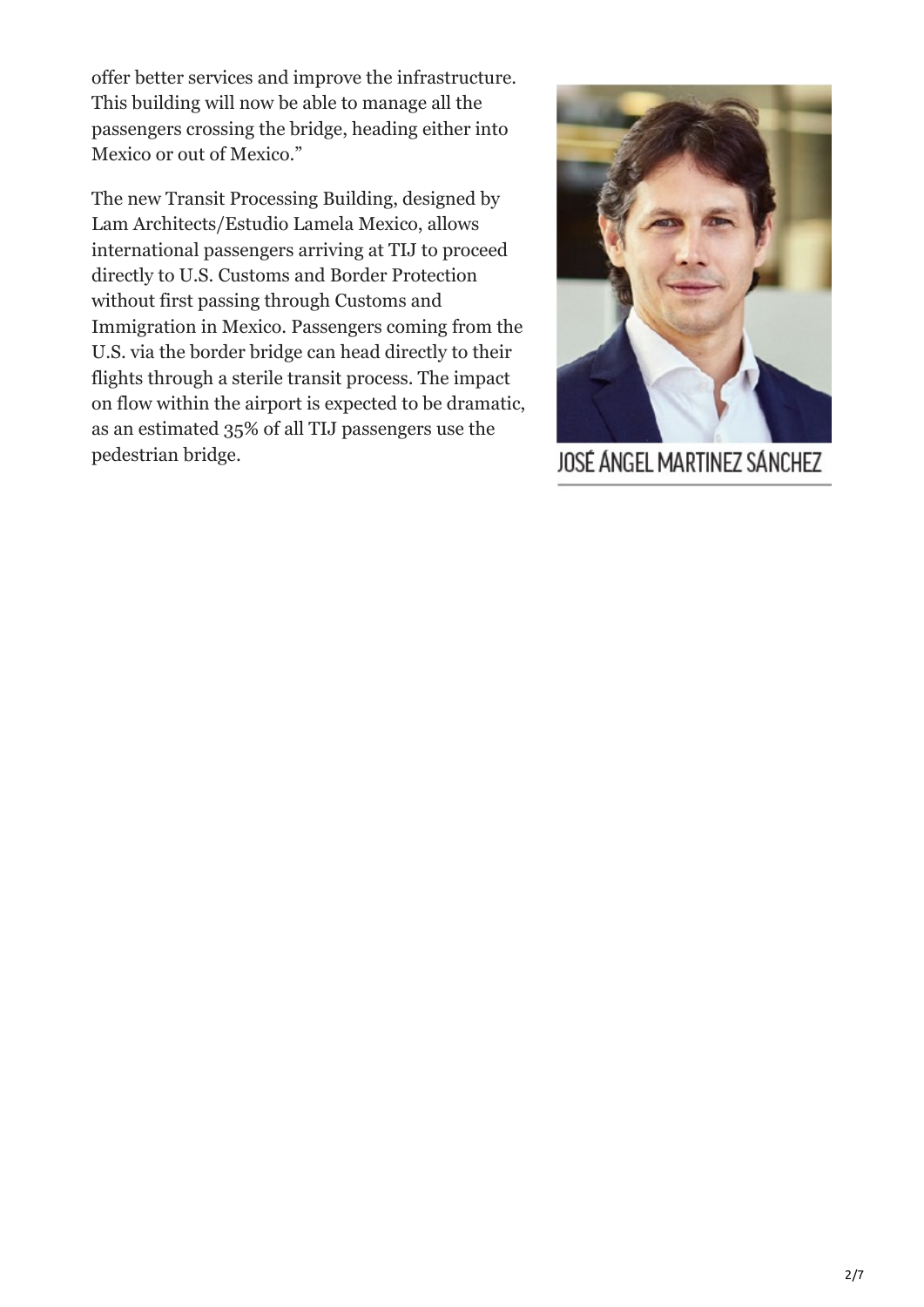offer better services and improve the infrastructure. This building will now be able to manage all the passengers crossing the bridge, heading either into Mexico or out of Mexico."

The new Transit Processing Building, designed by Lam Architects/Estudio Lamela Mexico, allows international passengers arriving at TIJ to proceed directly to U.S. Customs and Border Protection without first passing through Customs and Immigration in Mexico. Passengers coming from the U.S. via the border bridge can head directly to their flights through a sterile transit process. The impact on flow within the airport is expected to be dramatic, as an estimated 35% of all TIJ passengers use the pedestrian bridge.

JOSÉ ÁNGEL MARTINEZ SÁNCHEZ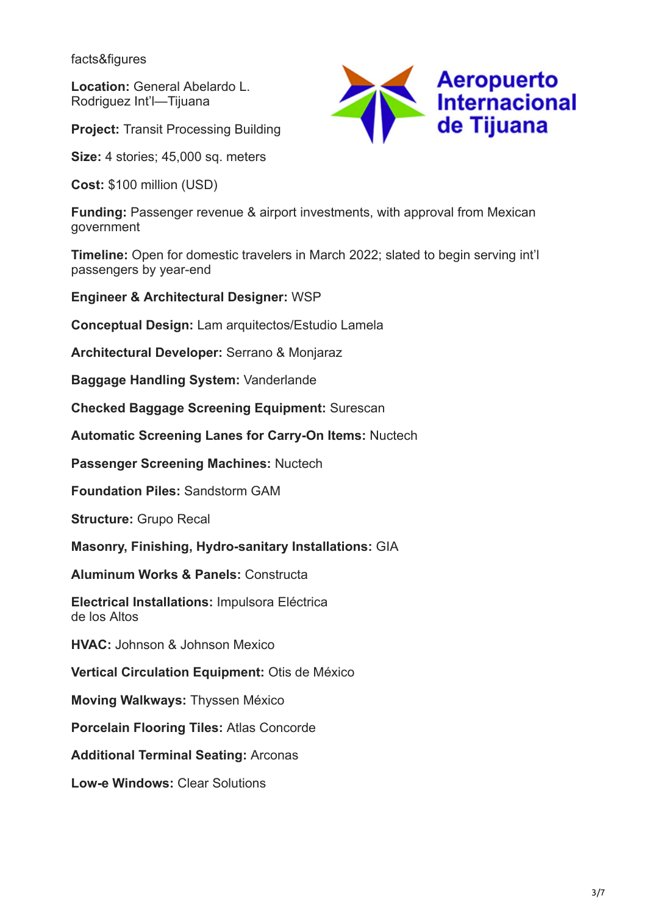facts&figures

**Location:** General Abelardo L. Rodriguez Int'l—Tijuana

**Project:** Transit Processing Building

**Size:** 4 stories; 45,000 sq. meters

**Cost:** $100 million (USD)

**Funding:** Passenger revenue & airport investments, with approval from Mexican government

**Timeline:** Open for domestic travelers in March 2022; slated to begin serving int'l passengers by year-end

**Engineer & Architectural Designer:** WSP

**Conceptual Design:** Lam arquitectos/Estudio Lamela

**Architectural Developer:** Serrano & Monjaraz

**Baggage Handling System:** Vanderlande

**Checked Baggage Screening Equipment:** Surescan

**Automatic Screening Lanes for Carry-On Items:** Nuctech

**Passenger Screening Machines:** Nuctech

**Foundation Piles:** Sandstorm GAM

**Structure:** Grupo Recal

**Masonry, Finishing, Hydro-sanitary Installations:** GIA

**Aluminum Works & Panels:** Constructa

**Electrical Installations:** Impulsora Eléctrica de los Altos

**HVAC:** Johnson & Johnson Mexico

**Vertical Circulation Equipment:** Otis de México

**Moving Walkways:** Thyssen México

**Porcelain Flooring Tiles:** Atlas Concorde

**Additional Terminal Seating:** Arconas

**Low-e Windows:** Clear Solutions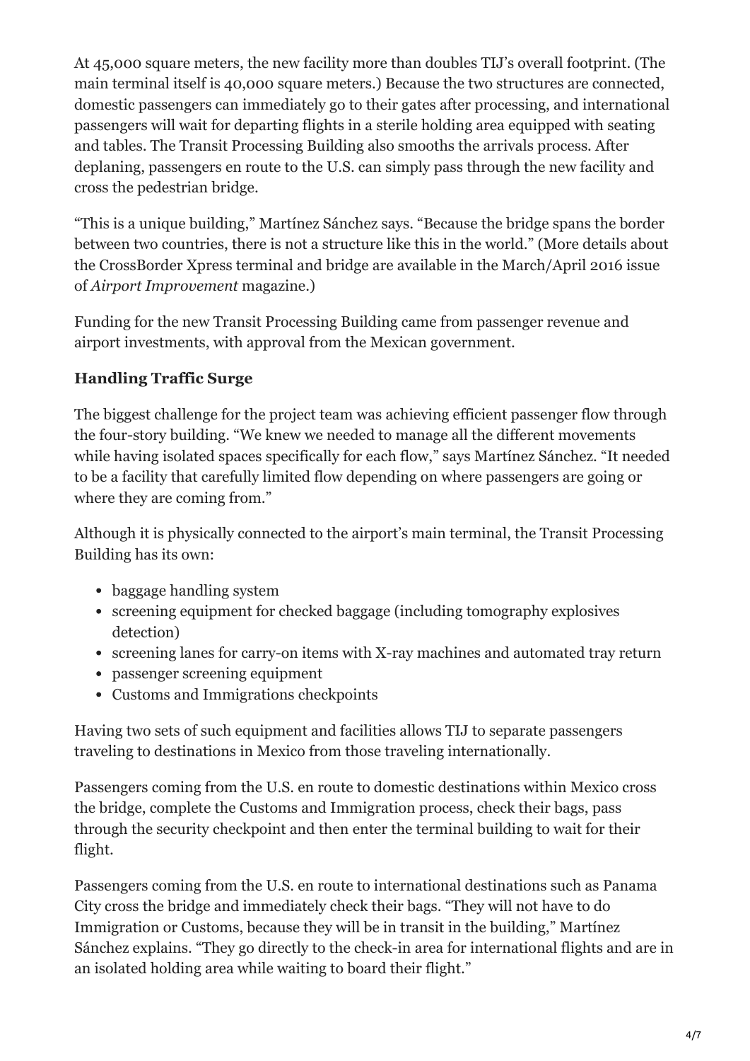At 45,000 square meters, the new facility more than doubles TIJ's overall footprint. (The main terminal itself is 40,000 square meters.) Because the two structures are connected, domestic passengers can immediately go to their gates after processing, and international passengers will wait for departing flights in a sterile holding area equipped with seating and tables. The Transit Processing Building also smooths the arrivals process. After deplaning, passengers en route to the U.S. can simply pass through the new facility and cross the pedestrian bridge.

"This is a unique building," Martínez Sánchez says. "Because the bridge spans the border between two countries, there is not a structure like this in the world." (More details about the CrossBorder Xpress terminal and bridge are available in the March/April 2016 issue of *Airport Improvement* magazine.)

Funding for the new Transit Processing Building came from passenger revenue and airport investments, with approval from the Mexican government.

**Handling Traffic Surge**

The biggest challenge for the project team was achieving efficient passenger flow through the four-story building. "We knew we needed to manage all the different movements while having isolated spaces specifically for each flow," says Martínez Sánchez. "It needed to be a facility that carefully limited flow depending on where passengers are going or where they are coming from."

Although it is physically connected to the airport's main terminal, the Transit Processing Building has its own:

- baggage handling system
- screening equipment for checked baggage (including tomography explosives detection)
- screening lanes for carry-on items with X-ray machines and automated tray return
- passenger screening equipment
- Customs and Immigrations checkpoints

Having two sets of such equipment and facilities allows TIJ to separate passengers traveling to destinations in Mexico from those traveling internationally.

Passengers coming from the U.S. en route to domestic destinations within Mexico cross the bridge, complete the Customs and Immigration process, check their bags, pass through the security checkpoint and then enter the terminal building to wait for their flight.

Passengers coming from the U.S. en route to international destinations such as Panama City cross the bridge and immediately check their bags. "They will not have to do Immigration or Customs, because they will be in transit in the building," Martínez Sánchez explains. "They go directly to the check-in area for international flights and are in an isolated holding area while waiting to board their flight."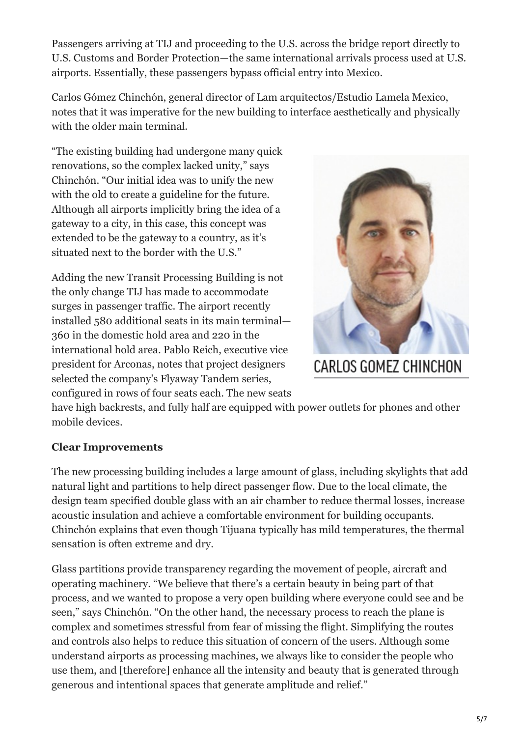Passengers arriving at TIJ and proceeding to the U.S. across the bridge report directly to U.S. Customs and Border Protection—the same international arrivals process used at U.S. airports. Essentially, these passengers bypass official entry into Mexico.

Carlos Gómez Chinchón, general director of Lam arquitectos/Estudio Lamela Mexico, notes that it was imperative for the new building to interface aesthetically and physically with the older main terminal.

"The existing building had undergone many quick renovations, so the complex lacked unity," says Chinchón. "Our initial idea was to unify the new with the old to create a guideline for the future. Although all airports implicitly bring the idea of a gateway to a city, in this case, this concept was extended to be the gateway to a country, as it's situated next to the border with the U.S."

CARLOS GOMEZ CHINCHON

Adding the new Transit Processing Building is not the only change TIJ has made to accommodate surges in passenger traffic. The airport recently installed 580 additional seats in its main terminal—360 in the domestic hold area and 220 in the international hold area. Pablo Reich, executive vice president for Arconas, notes that project designers selected the company's Flyaway Tandem series, configured in rows of four seats each. The new seats have high backrests, and fully half are equipped with power outlets for phones and other mobile devices.

**Clear Improvements**

The new processing building includes a large amount of glass, including skylights that add natural light and partitions to help direct passenger flow. Due to the local climate, the design team specified double glass with an air chamber to reduce thermal losses, increase acoustic insulation and achieve a comfortable environment for building occupants. Chinchón explains that even though Tijuana typically has mild temperatures, the thermal sensation is often extreme and dry.

Glass partitions provide transparency regarding the movement of people, aircraft and operating machinery. "We believe that there's a certain beauty in being part of that process, and we wanted to propose a very open building where everyone could see and be seen," says Chinchón. "On the other hand, the necessary process to reach the plane is complex and sometimes stressful from fear of missing the flight. Simplifying the routes and controls also helps to reduce this situation of concern of the users. Although some understand airports as processing machines, we always like to consider the people who use them, and [therefore] enhance all the intensity and beauty that is generated through generous and intentional spaces that generate amplitude and relief."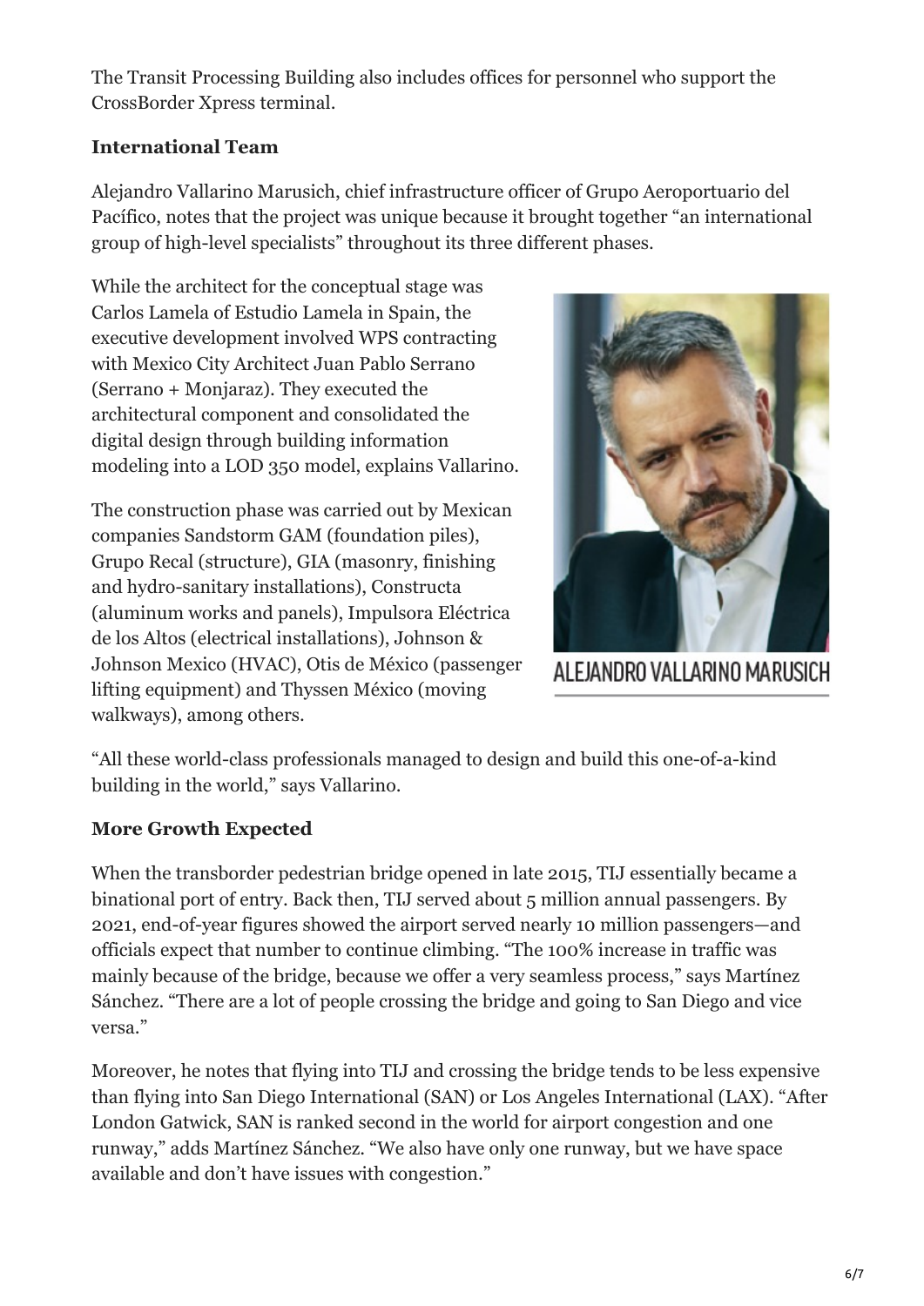The Transit Processing Building also includes offices for personnel who support the CrossBorder Xpress terminal.

**International Team**

Alejandro Vallarino Marusich, chief infrastructure officer of Grupo Aeroportuario del Pacífico, notes that the project was unique because it brought together "an international group of high-level specialists" throughout its three different phases.

While the architect for the conceptual stage was Carlos Lamela of Estudio Lamela in Spain, the executive development involved WPS contracting with Mexico City Architect Juan Pablo Serrano (Serrano + Monjaraz). They executed the architectural component and consolidated the digital design through building information modeling into a LOD 350 model, explains Vallarino.

The construction phase was carried out by Mexican companies Sandstorm GAM (foundation piles), Grupo Recal (structure), GIA (masonry, finishing and hydro-sanitary installations), Constructa (aluminum works and panels), Impulsora Eléctrica de los Altos (electrical installations), Johnson & Johnson Mexico (HVAC), Otis de México (passenger lifting equipment) and Thyssen México (moving walkways), among others.

ALEJANDRO VALLARINO MARUSICH

"All these world-class professionals managed to design and build this one-of-a-kind building in the world," says Vallarino.

**More Growth Expected**

When the transborder pedestrian bridge opened in late 2015, TIJ essentially became a binational port of entry. Back then, TIJ served about 5 million annual passengers. By 2021, end-of-year figures showed the airport served nearly 10 million passengers—and officials expect that number to continue climbing. "The 100% increase in traffic was mainly because of the bridge, because we offer a very seamless process," says Martínez Sánchez. "There are a lot of people crossing the bridge and going to San Diego and vice versa."

Moreover, he notes that flying into TIJ and crossing the bridge tends to be less expensive than flying into San Diego International (SAN) or Los Angeles International (LAX). "After London Gatwick, SAN is ranked second in the world for airport congestion and one runway," adds Martínez Sánchez. "We also have only one runway, but we have space available and don't have issues with congestion."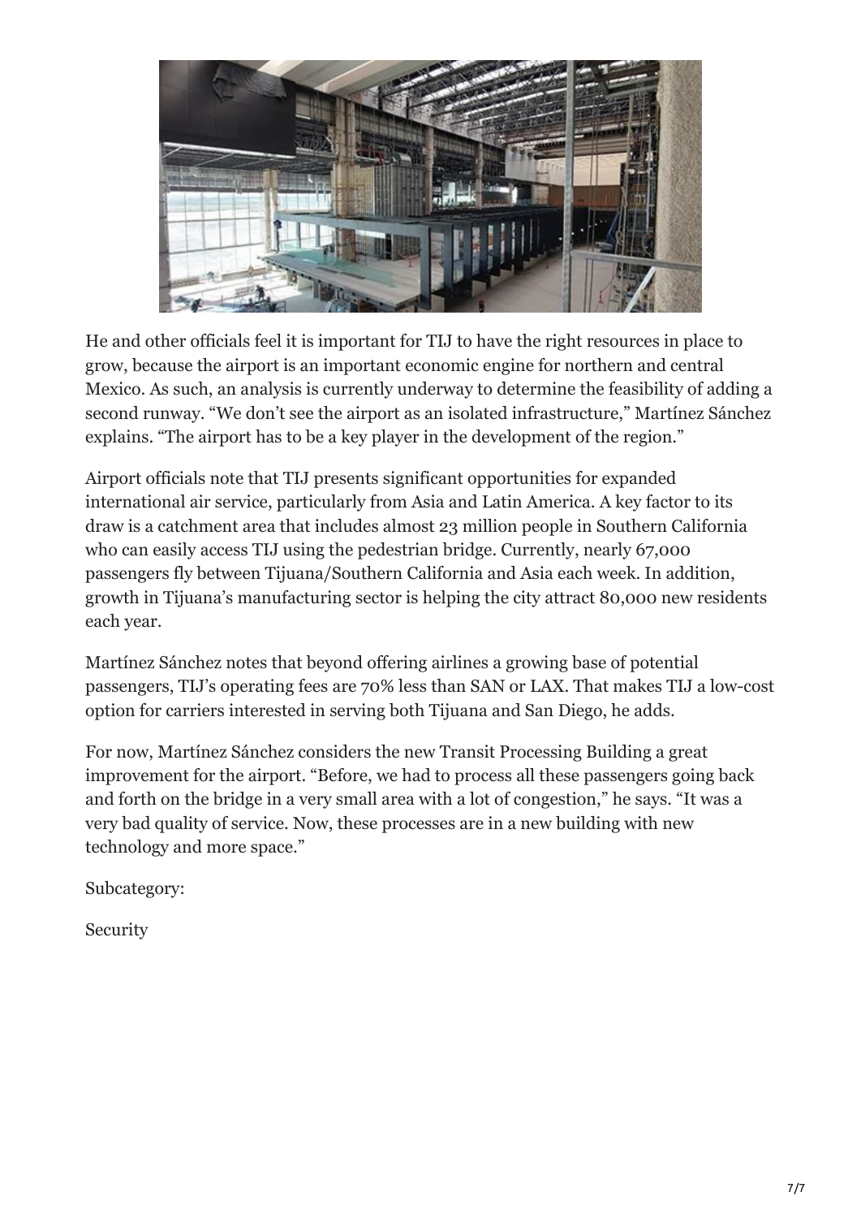He and other officials feel it is important for TIJ to have the right resources in place to grow, because the airport is an important economic engine for northern and central Mexico. As such, an analysis is currently underway to determine the feasibility of adding a second runway. "We don't see the airport as an isolated infrastructure," Martínez Sánchez explains. "The airport has to be a key player in the development of the region."

Airport officials note that TIJ presents significant opportunities for expanded international air service, particularly from Asia and Latin America. A key factor to its draw is a catchment area that includes almost 23 million people in Southern California who can easily access TIJ using the pedestrian bridge. Currently, nearly 67,000 passengers fly between Tijuana/Southern California and Asia each week. In addition, growth in Tijuana's manufacturing sector is helping the city attract 80,000 new residents each year.

Martínez Sánchez notes that beyond offering airlines a growing base of potential passengers, TIJ's operating fees are 70% less than SAN or LAX. That makes TIJ a low-cost option for carriers interested in serving both Tijuana and San Diego, he adds.

For now, Martínez Sánchez considers the new Transit Processing Building a great improvement for the airport. "Before, we had to process all these passengers going back and forth on the bridge in a very small area with a lot of congestion," he says. "It was a very bad quality of service. Now, these processes are in a new building with new technology and more space."

Subcategory:

Security